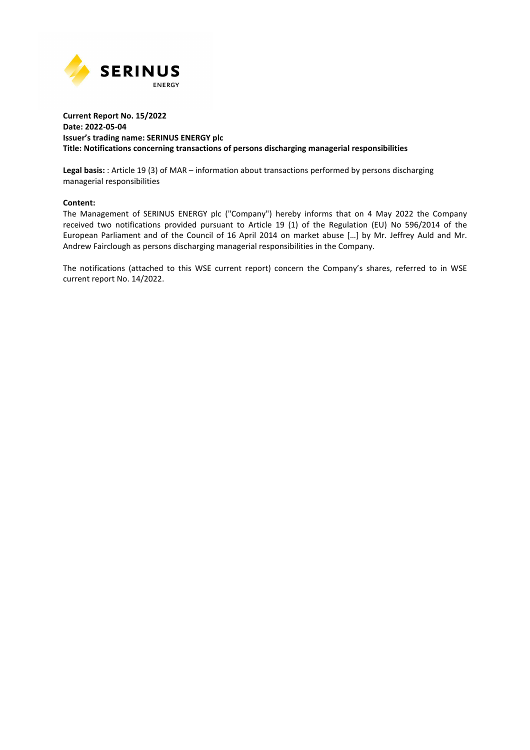**Current Report No. 15/2022**
**Date: 2022-05-04**
**Issuer's trading name: SERINUS ENERGY plc**
**Title: Notifications concerning transactions of persons discharging managerial responsibilities**

**Legal basis:** : Article 19 (3) of MAR – information about transactions performed by persons discharging managerial responsibilities

**Content:**

The Management of SERINUS ENERGY plc ("Company") hereby informs that on 4 May 2022 the Company received two notifications provided pursuant to Article 19 (1) of the Regulation (EU) No 596/2014 of the European Parliament and of the Council of 16 April 2014 on market abuse […] by Mr. Jeffrey Auld and Mr. Andrew Fairclough as persons discharging managerial responsibilities in the Company.

The notifications (attached to this WSE current report) concern the Company's shares, referred to in WSE current report No. 14/2022.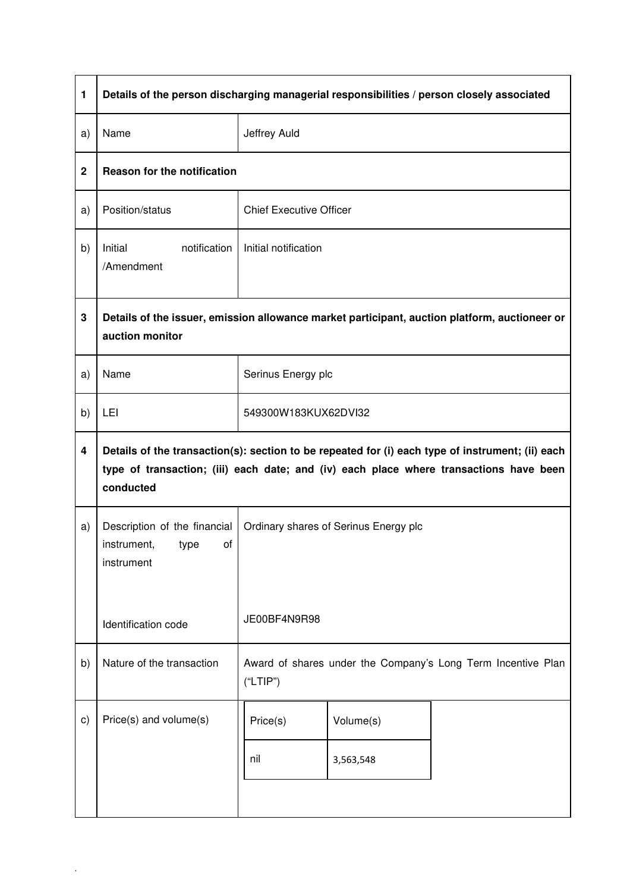| 1 | Details of the person discharging managerial responsibilities / person closely associated | |
|---|---|---|
| a) | Name | Jeffrey Auld |
| **2** | **Reason for the notification** | |
| a) | Position/status | Chief Executive Officer |
| b) | Initial notification /Amendment | Initial notification |
| **3** | **Details of the issuer, emission allowance market participant, auction platform, auctioneer or auction monitor** | |
| a) | Name | Serinus Energy plc |
| b) | LEI | 549300W183KUX62DVI32 |
| **4** | **Details of the transaction(s): section to be repeated for (i) each type of instrument; (ii) each type of transaction; (iii) each date; and (iv) each place where transactions have been conducted** | |
| a) | Description of the financial instrument, type of instrument<br><br>Identification code | Ordinary shares of Serinus Energy plc<br><br>JE00BF4N9R98 |
| b) | Nature of the transaction | Award of shares under the Company's Long Term Incentive Plan ("LTIP") |
| c) | Price(s) and volume(s) | Price(s): nil<br>Volume(s): 3,563,548 |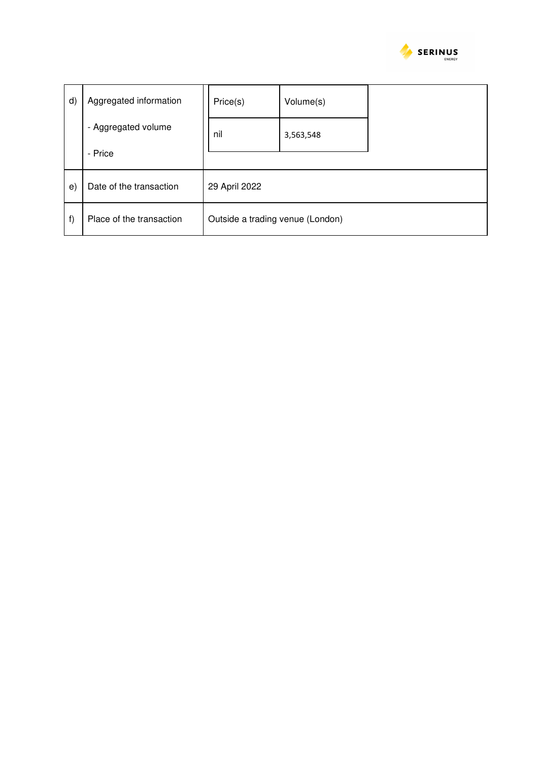| | | | |
|---|---|---|---|
| d) | Aggregated information<br><br>- Aggregated volume<br><br>- Price | Price(s) | Volume(s) |
| | | nil | 3,563,548 |
| e) | Date of the transaction | 29 April 2022 | |
| f) | Place of the transaction | Outside a trading venue (London) | |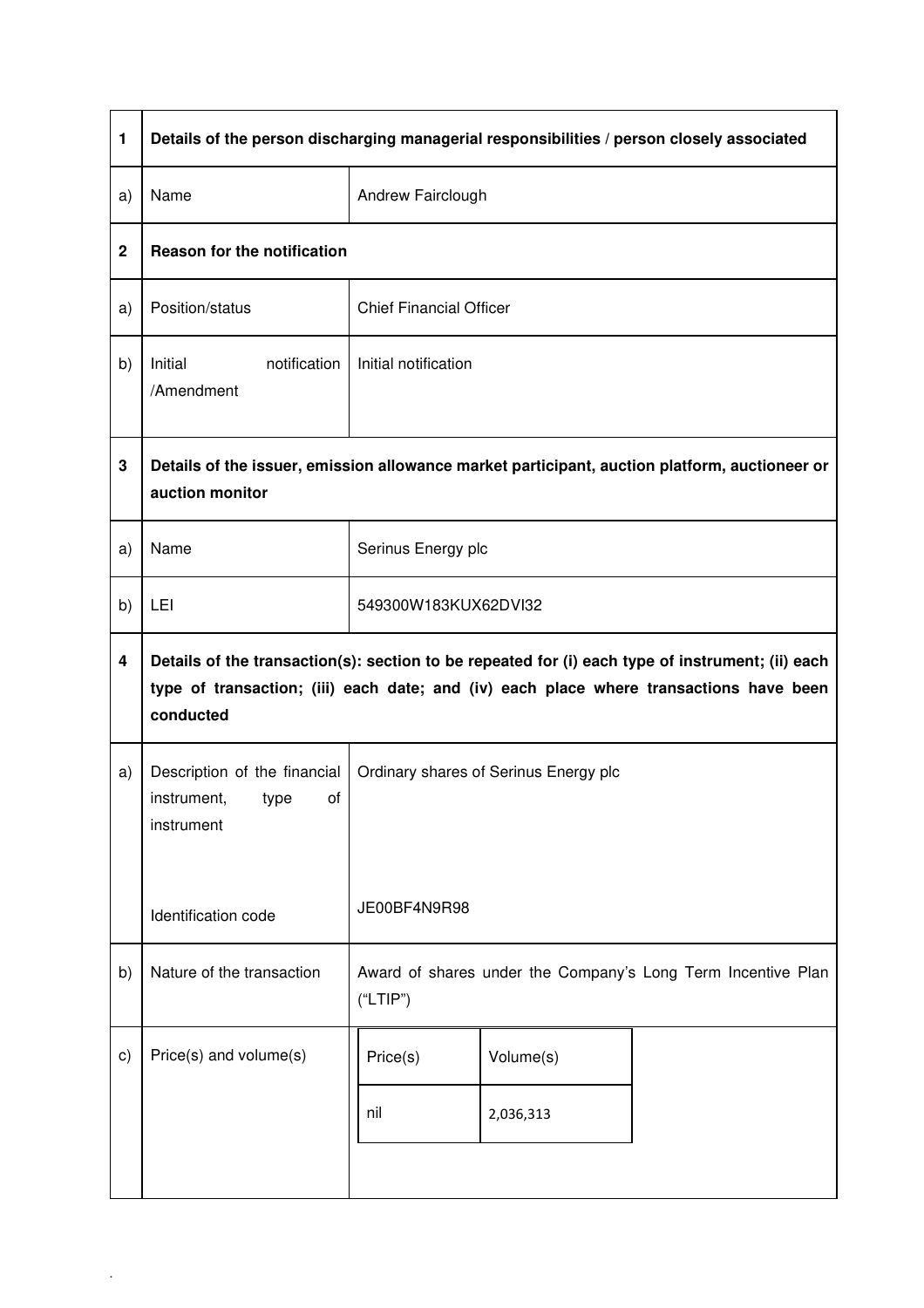| 1 | **Details of the person discharging managerial responsibilities / person closely associated** | |
|---|---|---|
| a) | Name | Andrew Fairclough |
| **2** | **Reason for the notification** | |
| a) | Position/status | Chief Financial Officer |
| b) | Initial notification /Amendment | Initial notification |
| **3** | **Details of the issuer, emission allowance market participant, auction platform, auctioneer or auction monitor** | |
| a) | Name | Serinus Energy plc |
| b) | LEI | 549300W183KUX62DVI32 |
| **4** | **Details of the transaction(s): section to be repeated for (i) each type of instrument; (ii) each type of transaction; (iii) each date; and (iv) each place where transactions have been conducted** | |
| a) | Description of the financial instrument, type of instrument<br><br>Identification code | Ordinary shares of Serinus Energy plc<br><br>JE00BF4N9R98 |
| b) | Nature of the transaction | Award of shares under the Company's Long Term Incentive Plan ("LTIP") |
| c) | Price(s) and volume(s) | Price(s): nil<br>Volume(s): 2,036,313 |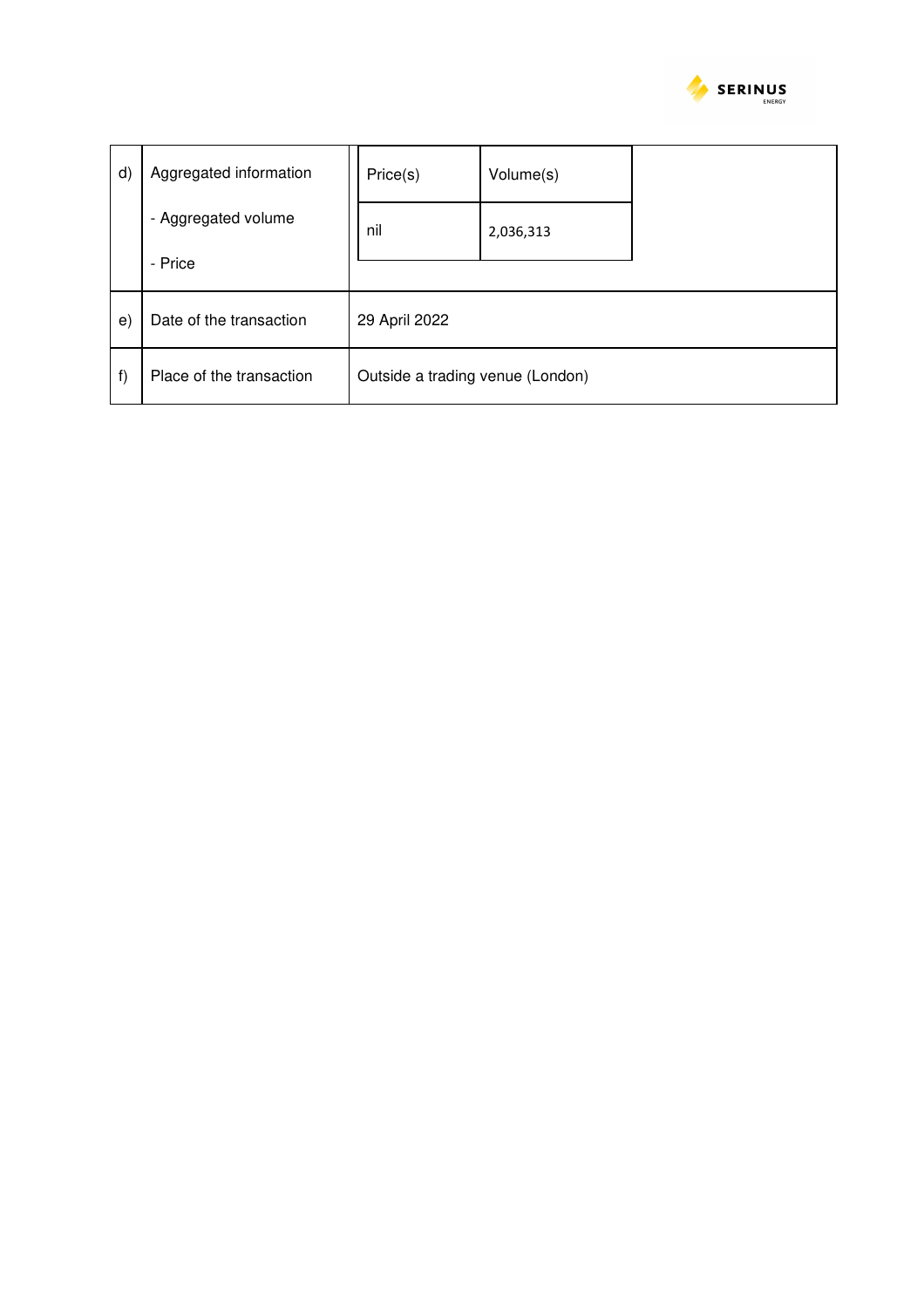| | | | |
|---|---|---|---|
| d) | Aggregated information<br><br>- Aggregated volume<br><br>- Price | Price(s) | Volume(s) |
| | | nil | 2,036,313 |
| e) | Date of the transaction | 29 April 2022 | |
| f) | Place of the transaction | Outside a trading venue (London) | |